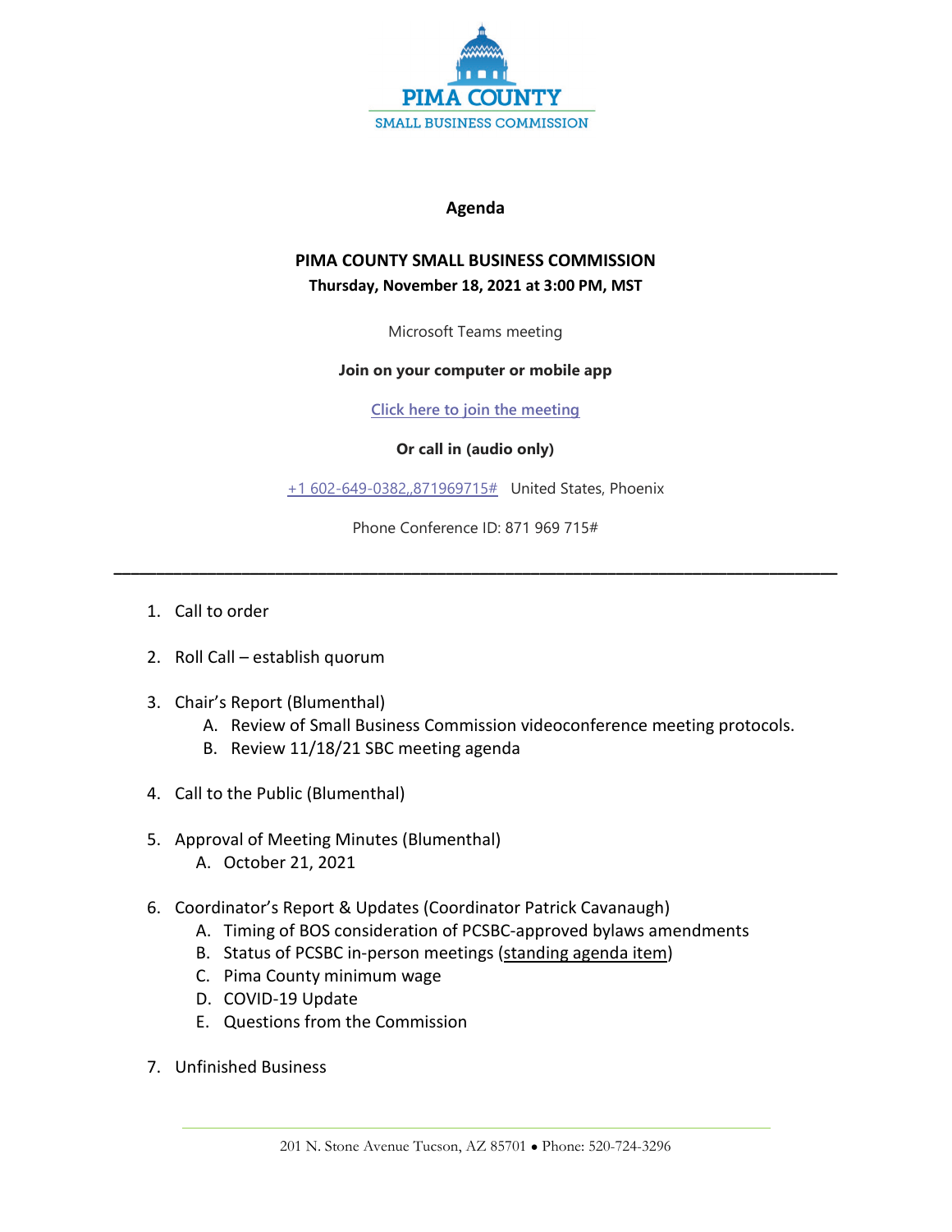PIMA COUNTY

SMALL BUSINESS COMMISSION

**Agenda**

**PIMA COUNTY SMALL BUSINESS COMMISSION**
**Thursday, November 18, 2021 at 3:00 PM, MST**

Microsoft Teams meeting

**Join on your computer or mobile app**

Click here to join the meeting

**Or call in (audio only)**

+1 602-649-0382,,871969715# United States, Phoenix

Phone Conference ID: 871 969 715#

---

1. Call to order

2. Roll Call – establish quorum

3. Chair's Report (Blumenthal)
   A. Review of Small Business Commission videoconference meeting protocols.
   B. Review 11/18/21 SBC meeting agenda

4. Call to the Public (Blumenthal)

5. Approval of Meeting Minutes (Blumenthal)
   A. October 21, 2021

6. Coordinator's Report & Updates (Coordinator Patrick Cavanaugh)
   A. Timing of BOS consideration of PCSBC-approved bylaws amendments
   B. Status of PCSBC in-person meetings (standing agenda item)
   C. Pima County minimum wage
   D. COVID-19 Update
   E. Questions from the Commission

7. Unfinished Business

201 N. Stone Avenue Tucson, AZ 85701 • Phone: 520-724-3296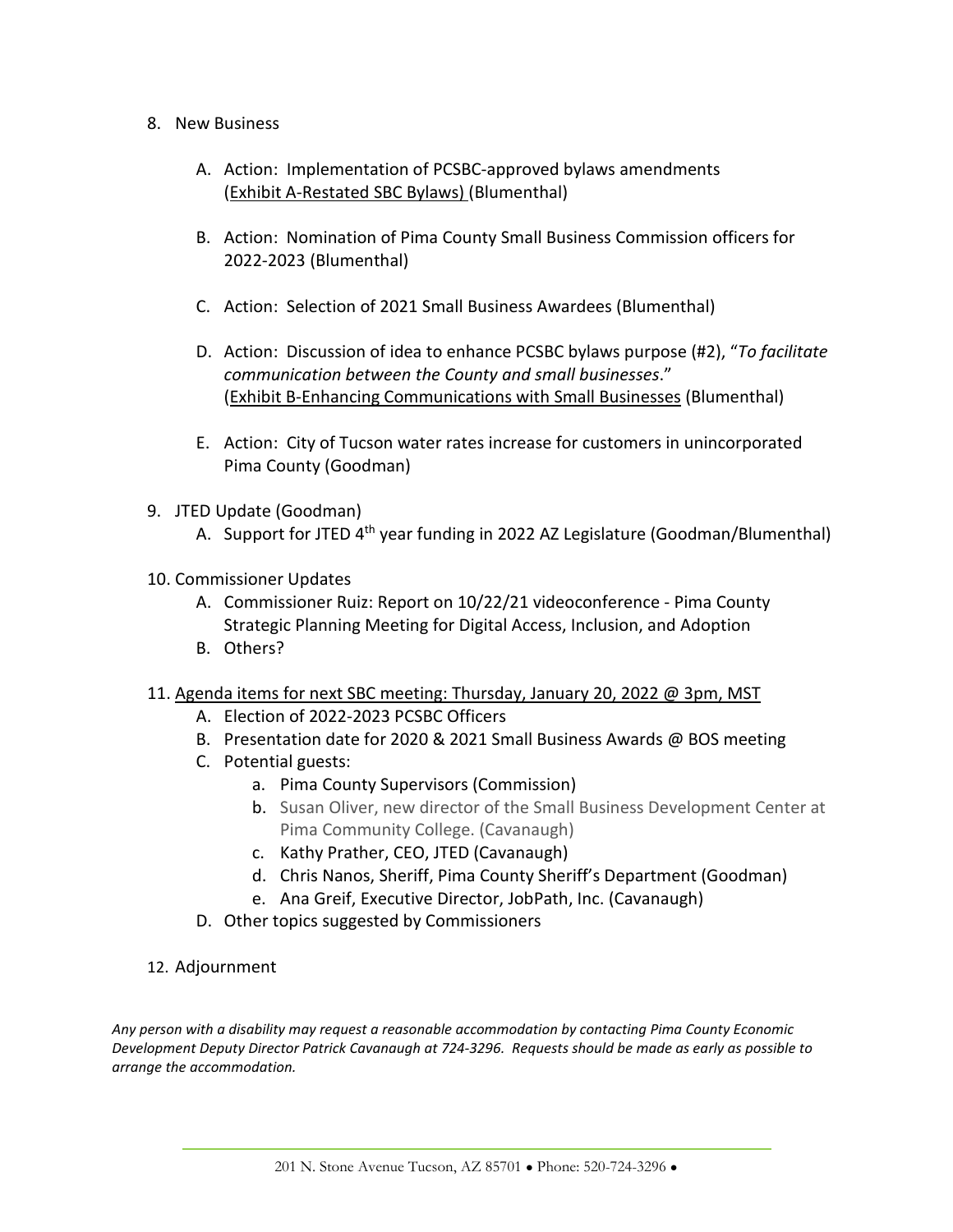8. New Business

   A. Action: Implementation of PCSBC-approved bylaws amendments (Exhibit A-Restated SBC Bylaws) (Blumenthal)

   B. Action: Nomination of Pima County Small Business Commission officers for 2022-2023 (Blumenthal)

   C. Action: Selection of 2021 Small Business Awardees (Blumenthal)

   D. Action: Discussion of idea to enhance PCSBC bylaws purpose (#2), "*To facilitate communication between the County and small businesses*." (Exhibit B-Enhancing Communications with Small Businesses (Blumenthal)

   E. Action: City of Tucson water rates increase for customers in unincorporated Pima County (Goodman)

9. JTED Update (Goodman)
   A. Support for JTED 4th year funding in 2022 AZ Legislature (Goodman/Blumenthal)

10. Commissioner Updates
    A. Commissioner Ruiz: Report on 10/22/21 videoconference - Pima County Strategic Planning Meeting for Digital Access, Inclusion, and Adoption
    B. Others?

11. Agenda items for next SBC meeting: Thursday, January 20, 2022 @ 3pm, MST
    A. Election of 2022-2023 PCSBC Officers
    B. Presentation date for 2020 & 2021 Small Business Awards @ BOS meeting
    C. Potential guests:
       a. Pima County Supervisors (Commission)
       b. Susan Oliver, new director of the Small Business Development Center at Pima Community College. (Cavanaugh)
       c. Kathy Prather, CEO, JTED (Cavanaugh)
       d. Chris Nanos, Sheriff, Pima County Sheriff's Department (Goodman)
       e. Ana Greif, Executive Director, JobPath, Inc. (Cavanaugh)
    D. Other topics suggested by Commissioners

12. Adjournment

*Any person with a disability may request a reasonable accommodation by contacting Pima County Economic Development Deputy Director Patrick Cavanaugh at 724-3296. Requests should be made as early as possible to arrange the accommodation.*

201 N. Stone Avenue Tucson, AZ 85701 • Phone: 520-724-3296 •